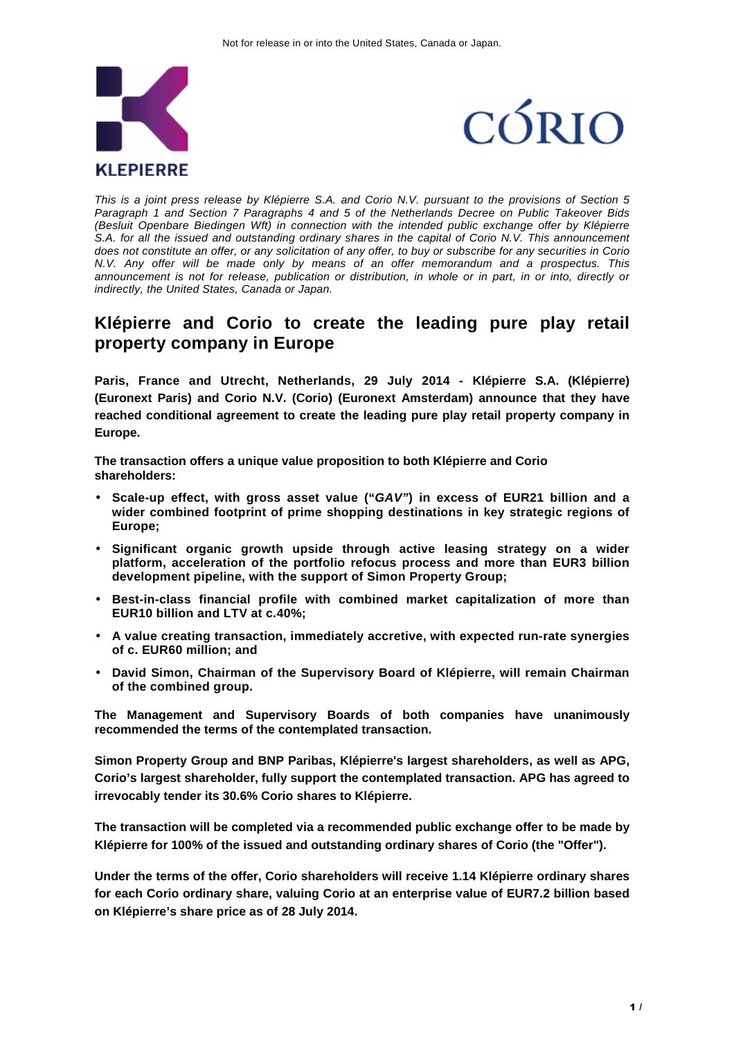Not for release in or into the United States, Canada or Japan.

KLEPIERRE

CORIO

*This is a joint press release by Klépierre S.A. and Corio N.V. pursuant to the provisions of Section 5 Paragraph 1 and Section 7 Paragraphs 4 and 5 of the Netherlands Decree on Public Takeover Bids (Besluit Openbare Biedingen Wft) in connection with the intended public exchange offer by Klépierre S.A. for all the issued and outstanding ordinary shares in the capital of Corio N.V. This announcement does not constitute an offer, or any solicitation of any offer, to buy or subscribe for any securities in Corio N.V. Any offer will be made only by means of an offer memorandum and a prospectus. This announcement is not for release, publication or distribution, in whole or in part, in or into, directly or indirectly, the United States, Canada or Japan.*

# Klépierre and Corio to create the leading pure play retail property company in Europe

**Paris, France and Utrecht, Netherlands, 29 July 2014 - Klépierre S.A. (Klépierre) (Euronext Paris) and Corio N.V. (Corio) (Euronext Amsterdam) announce that they have reached conditional agreement to create the leading pure play retail property company in Europe.**

**The transaction offers a unique value proposition to both Klépierre and Corio shareholders:**

- **Scale-up effect, with gross asset value ("*GAV"*) in excess of EUR21 billion and a wider combined footprint of prime shopping destinations in key strategic regions of Europe;**
- **Significant organic growth upside through active leasing strategy on a wider platform, acceleration of the portfolio refocus process and more than EUR3 billion development pipeline, with the support of Simon Property Group;**
- **Best-in-class financial profile with combined market capitalization of more than EUR10 billion and LTV at c.40%;**
- **A value creating transaction, immediately accretive, with expected run-rate synergies of c. EUR60 million; and**
- **David Simon, Chairman of the Supervisory Board of Klépierre, will remain Chairman of the combined group.**

**The Management and Supervisory Boards of both companies have unanimously recommended the terms of the contemplated transaction.**

**Simon Property Group and BNP Paribas, Klépierre's largest shareholders, as well as APG, Corio's largest shareholder, fully support the contemplated transaction. APG has agreed to irrevocably tender its 30.6% Corio shares to Klépierre.**

**The transaction will be completed via a recommended public exchange offer to be made by Klépierre for 100% of the issued and outstanding ordinary shares of Corio (the "Offer").**

**Under the terms of the offer, Corio shareholders will receive 1.14 Klépierre ordinary shares for each Corio ordinary share, valuing Corio at an enterprise value of EUR7.2 billion based on Klépierre's share price as of 28 July 2014.**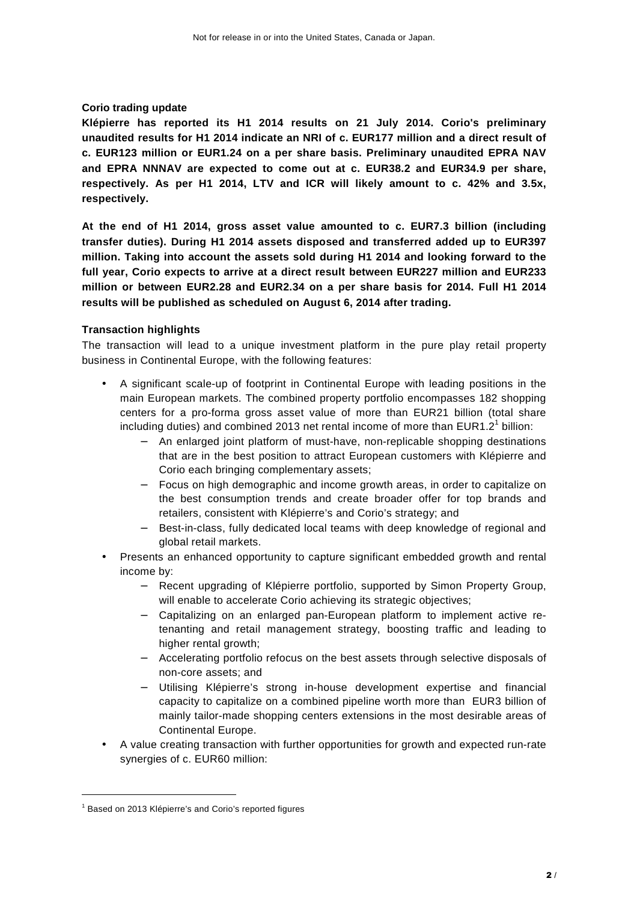**Corio trading update**

**Klépierre has reported its H1 2014 results on 21 July 2014. Corio's preliminary unaudited results for H1 2014 indicate an NRI of c. EUR177 million and a direct result of c. EUR123 million or EUR1.24 on a per share basis. Preliminary unaudited EPRA NAV and EPRA NNNAV are expected to come out at c. EUR38.2 and EUR34.9 per share, respectively. As per H1 2014, LTV and ICR will likely amount to c. 42% and 3.5x, respectively.**

**At the end of H1 2014, gross asset value amounted to c. EUR7.3 billion (including transfer duties). During H1 2014 assets disposed and transferred added up to EUR397 million. Taking into account the assets sold during H1 2014 and looking forward to the full year, Corio expects to arrive at a direct result between EUR227 million and EUR233 million or between EUR2.28 and EUR2.34 on a per share basis for 2014. Full H1 2014 results will be published as scheduled on August 6, 2014 after trading.**

**Transaction highlights**

The transaction will lead to a unique investment platform in the pure play retail property business in Continental Europe, with the following features:

- A significant scale-up of footprint in Continental Europe with leading positions in the main European markets. The combined property portfolio encompasses 182 shopping centers for a pro-forma gross asset value of more than EUR21 billion (total share including duties) and combined 2013 net rental income of more than EUR1.2[1] billion:
  - An enlarged joint platform of must-have, non-replicable shopping destinations that are in the best position to attract European customers with Klépierre and Corio each bringing complementary assets;
  - Focus on high demographic and income growth areas, in order to capitalize on the best consumption trends and create broader offer for top brands and retailers, consistent with Klépierre's and Corio's strategy; and
  - Best-in-class, fully dedicated local teams with deep knowledge of regional and global retail markets.
- Presents an enhanced opportunity to capture significant embedded growth and rental income by:
  - Recent upgrading of Klépierre portfolio, supported by Simon Property Group, will enable to accelerate Corio achieving its strategic objectives;
  - Capitalizing on an enlarged pan-European platform to implement active re-tenanting and retail management strategy, boosting traffic and leading to higher rental growth;
  - Accelerating portfolio refocus on the best assets through selective disposals of non-core assets; and
  - Utilising Klépierre's strong in-house development expertise and financial capacity to capitalize on a combined pipeline worth more than EUR3 billion of mainly tailor-made shopping centers extensions in the most desirable areas of Continental Europe.
- A value creating transaction with further opportunities for growth and expected run-rate synergies of c. EUR60 million:

[1] Based on 2013 Klépierre's and Corio's reported figures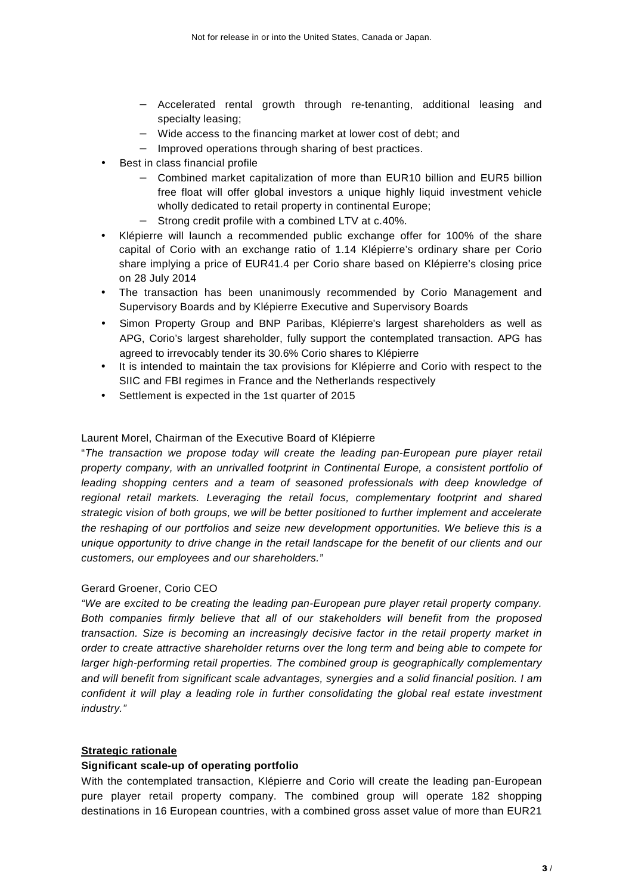- Accelerated rental growth through re-tenanting, additional leasing and specialty leasing;
    - Wide access to the financing market at lower cost of debt; and
    - Improved operations through sharing of best practices.
- Best in class financial profile
    - Combined market capitalization of more than EUR10 billion and EUR5 billion free float will offer global investors a unique highly liquid investment vehicle wholly dedicated to retail property in continental Europe;
    - Strong credit profile with a combined LTV at c.40%.
- Klépierre will launch a recommended public exchange offer for 100% of the share capital of Corio with an exchange ratio of 1.14 Klépierre's ordinary share per Corio share implying a price of EUR41.4 per Corio share based on Klépierre's closing price on 28 July 2014
- The transaction has been unanimously recommended by Corio Management and Supervisory Boards and by Klépierre Executive and Supervisory Boards
- Simon Property Group and BNP Paribas, Klépierre's largest shareholders as well as APG, Corio's largest shareholder, fully support the contemplated transaction. APG has agreed to irrevocably tender its 30.6% Corio shares to Klépierre
- It is intended to maintain the tax provisions for Klépierre and Corio with respect to the SIIC and FBI regimes in France and the Netherlands respectively
- Settlement is expected in the 1st quarter of 2015

Laurent Morel, Chairman of the Executive Board of Klépierre

"*The transaction we propose today will create the leading pan-European pure player retail property company, with an unrivalled footprint in Continental Europe, a consistent portfolio of leading shopping centers and a team of seasoned professionals with deep knowledge of regional retail markets. Leveraging the retail focus, complementary footprint and shared strategic vision of both groups, we will be better positioned to further implement and accelerate the reshaping of our portfolios and seize new development opportunities. We believe this is a unique opportunity to drive change in the retail landscape for the benefit of our clients and our customers, our employees and our shareholders.*"

Gerard Groener, Corio CEO

*"We are excited to be creating the leading pan-European pure player retail property company. Both companies firmly believe that all of our stakeholders will benefit from the proposed transaction. Size is becoming an increasingly decisive factor in the retail property market in order to create attractive shareholder returns over the long term and being able to compete for larger high-performing retail properties. The combined group is geographically complementary and will benefit from significant scale advantages, synergies and a solid financial position. I am confident it will play a leading role in further consolidating the global real estate investment industry."*

## Strategic rationale

### Significant scale-up of operating portfolio

With the contemplated transaction, Klépierre and Corio will create the leading pan-European pure player retail property company. The combined group will operate 182 shopping destinations in 16 European countries, with a combined gross asset value of more than EUR21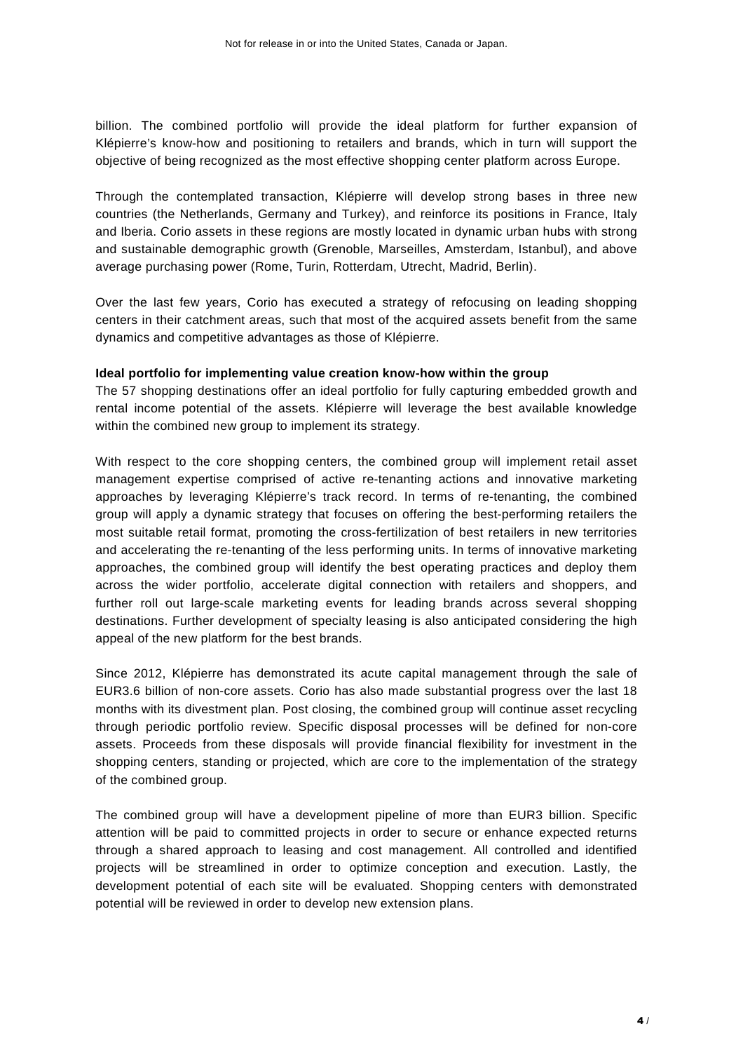billion. The combined portfolio will provide the ideal platform for further expansion of Klépierre's know-how and positioning to retailers and brands, which in turn will support the objective of being recognized as the most effective shopping center platform across Europe.

Through the contemplated transaction, Klépierre will develop strong bases in three new countries (the Netherlands, Germany and Turkey), and reinforce its positions in France, Italy and Iberia. Corio assets in these regions are mostly located in dynamic urban hubs with strong and sustainable demographic growth (Grenoble, Marseilles, Amsterdam, Istanbul), and above average purchasing power (Rome, Turin, Rotterdam, Utrecht, Madrid, Berlin).

Over the last few years, Corio has executed a strategy of refocusing on leading shopping centers in their catchment areas, such that most of the acquired assets benefit from the same dynamics and competitive advantages as those of Klépierre.

**Ideal portfolio for implementing value creation know-how within the group**

The 57 shopping destinations offer an ideal portfolio for fully capturing embedded growth and rental income potential of the assets. Klépierre will leverage the best available knowledge within the combined new group to implement its strategy.

With respect to the core shopping centers, the combined group will implement retail asset management expertise comprised of active re-tenanting actions and innovative marketing approaches by leveraging Klépierre's track record. In terms of re-tenanting, the combined group will apply a dynamic strategy that focuses on offering the best-performing retailers the most suitable retail format, promoting the cross-fertilization of best retailers in new territories and accelerating the re-tenanting of the less performing units. In terms of innovative marketing approaches, the combined group will identify the best operating practices and deploy them across the wider portfolio, accelerate digital connection with retailers and shoppers, and further roll out large-scale marketing events for leading brands across several shopping destinations. Further development of specialty leasing is also anticipated considering the high appeal of the new platform for the best brands.

Since 2012, Klépierre has demonstrated its acute capital management through the sale of EUR3.6 billion of non-core assets. Corio has also made substantial progress over the last 18 months with its divestment plan. Post closing, the combined group will continue asset recycling through periodic portfolio review. Specific disposal processes will be defined for non-core assets. Proceeds from these disposals will provide financial flexibility for investment in the shopping centers, standing or projected, which are core to the implementation of the strategy of the combined group.

The combined group will have a development pipeline of more than EUR3 billion. Specific attention will be paid to committed projects in order to secure or enhance expected returns through a shared approach to leasing and cost management. All controlled and identified projects will be streamlined in order to optimize conception and execution. Lastly, the development potential of each site will be evaluated. Shopping centers with demonstrated potential will be reviewed in order to develop new extension plans.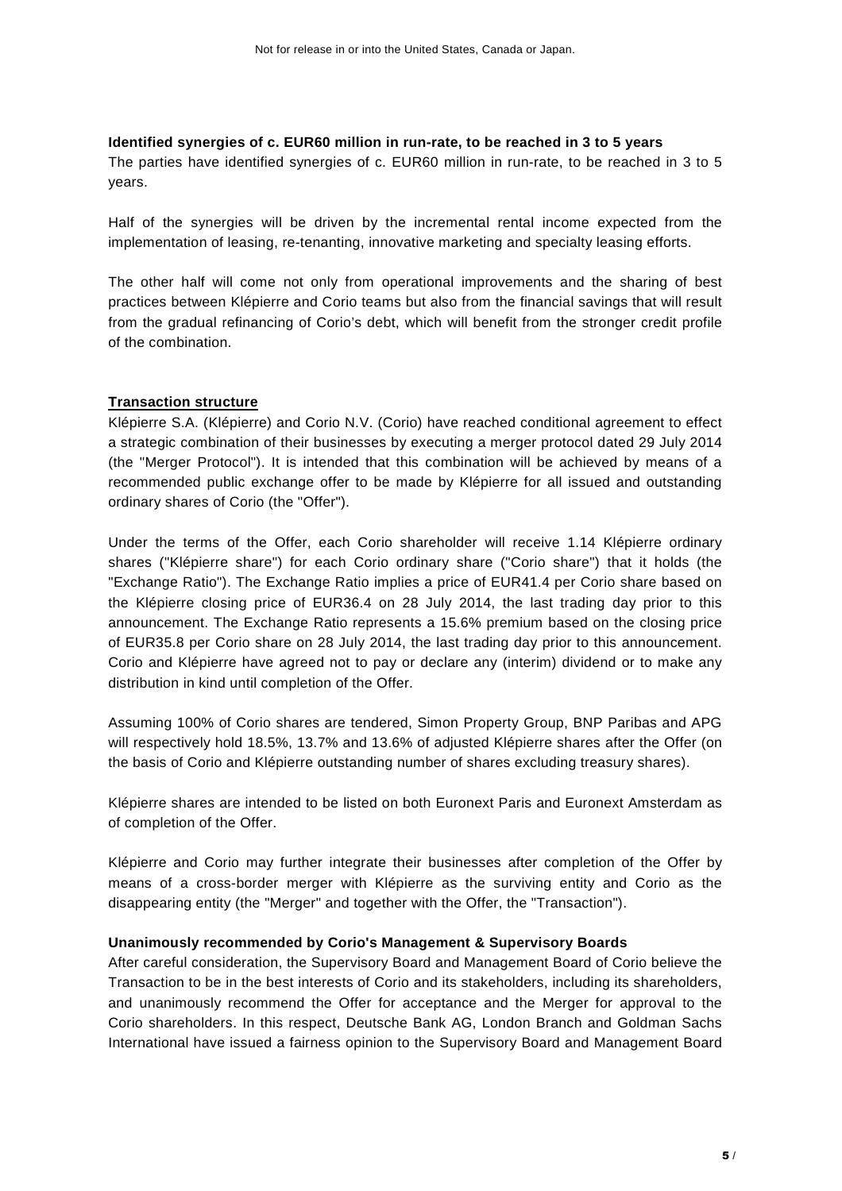**Identified synergies of c. EUR60 million in run-rate, to be reached in 3 to 5 years**

The parties have identified synergies of c. EUR60 million in run-rate, to be reached in 3 to 5 years.

Half of the synergies will be driven by the incremental rental income expected from the implementation of leasing, re-tenanting, innovative marketing and specialty leasing efforts.

The other half will come not only from operational improvements and the sharing of best practices between Klépierre and Corio teams but also from the financial savings that will result from the gradual refinancing of Corio's debt, which will benefit from the stronger credit profile of the combination.

**Transaction structure**

Klépierre S.A. (Klépierre) and Corio N.V. (Corio) have reached conditional agreement to effect a strategic combination of their businesses by executing a merger protocol dated 29 July 2014 (the "Merger Protocol"). It is intended that this combination will be achieved by means of a recommended public exchange offer to be made by Klépierre for all issued and outstanding ordinary shares of Corio (the "Offer").

Under the terms of the Offer, each Corio shareholder will receive 1.14 Klépierre ordinary shares ("Klépierre share") for each Corio ordinary share ("Corio share") that it holds (the "Exchange Ratio"). The Exchange Ratio implies a price of EUR41.4 per Corio share based on the Klépierre closing price of EUR36.4 on 28 July 2014, the last trading day prior to this announcement. The Exchange Ratio represents a 15.6% premium based on the closing price of EUR35.8 per Corio share on 28 July 2014, the last trading day prior to this announcement. Corio and Klépierre have agreed not to pay or declare any (interim) dividend or to make any distribution in kind until completion of the Offer.

Assuming 100% of Corio shares are tendered, Simon Property Group, BNP Paribas and APG will respectively hold 18.5%, 13.7% and 13.6% of adjusted Klépierre shares after the Offer (on the basis of Corio and Klépierre outstanding number of shares excluding treasury shares).

Klépierre shares are intended to be listed on both Euronext Paris and Euronext Amsterdam as of completion of the Offer.

Klépierre and Corio may further integrate their businesses after completion of the Offer by means of a cross-border merger with Klépierre as the surviving entity and Corio as the disappearing entity (the "Merger" and together with the Offer, the "Transaction").

**Unanimously recommended by Corio's Management & Supervisory Boards**

After careful consideration, the Supervisory Board and Management Board of Corio believe the Transaction to be in the best interests of Corio and its stakeholders, including its shareholders, and unanimously recommend the Offer for acceptance and the Merger for approval to the Corio shareholders. In this respect, Deutsche Bank AG, London Branch and Goldman Sachs International have issued a fairness opinion to the Supervisory Board and Management Board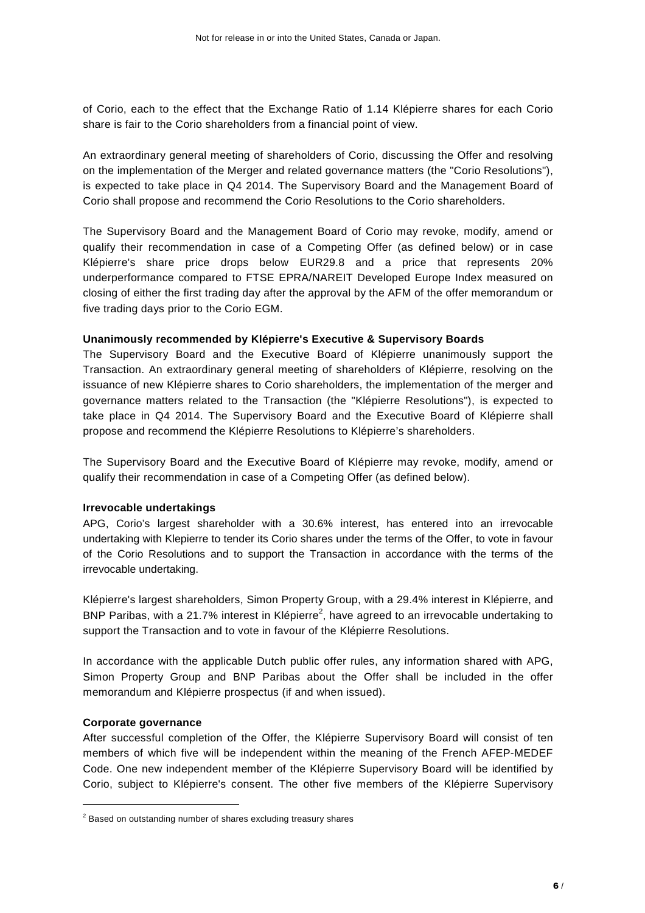of Corio, each to the effect that the Exchange Ratio of 1.14 Klépierre shares for each Corio share is fair to the Corio shareholders from a financial point of view.

An extraordinary general meeting of shareholders of Corio, discussing the Offer and resolving on the implementation of the Merger and related governance matters (the "Corio Resolutions"), is expected to take place in Q4 2014. The Supervisory Board and the Management Board of Corio shall propose and recommend the Corio Resolutions to the Corio shareholders.

The Supervisory Board and the Management Board of Corio may revoke, modify, amend or qualify their recommendation in case of a Competing Offer (as defined below) or in case Klépierre's share price drops below EUR29.8 and a price that represents 20% underperformance compared to FTSE EPRA/NAREIT Developed Europe Index measured on closing of either the first trading day after the approval by the AFM of the offer memorandum or five trading days prior to the Corio EGM.

**Unanimously recommended by Klépierre's Executive & Supervisory Boards**

The Supervisory Board and the Executive Board of Klépierre unanimously support the Transaction. An extraordinary general meeting of shareholders of Klépierre, resolving on the issuance of new Klépierre shares to Corio shareholders, the implementation of the merger and governance matters related to the Transaction (the "Klépierre Resolutions"), is expected to take place in Q4 2014. The Supervisory Board and the Executive Board of Klépierre shall propose and recommend the Klépierre Resolutions to Klépierre's shareholders.

The Supervisory Board and the Executive Board of Klépierre may revoke, modify, amend or qualify their recommendation in case of a Competing Offer (as defined below).

**Irrevocable undertakings**

APG, Corio's largest shareholder with a 30.6% interest, has entered into an irrevocable undertaking with Klepierre to tender its Corio shares under the terms of the Offer, to vote in favour of the Corio Resolutions and to support the Transaction in accordance with the terms of the irrevocable undertaking.

Klépierre's largest shareholders, Simon Property Group, with a 29.4% interest in Klépierre, and BNP Paribas, with a 21.7% interest in Klépierre[2], have agreed to an irrevocable undertaking to support the Transaction and to vote in favour of the Klépierre Resolutions.

In accordance with the applicable Dutch public offer rules, any information shared with APG, Simon Property Group and BNP Paribas about the Offer shall be included in the offer memorandum and Klépierre prospectus (if and when issued).

**Corporate governance**

After successful completion of the Offer, the Klépierre Supervisory Board will consist of ten members of which five will be independent within the meaning of the French AFEP-MEDEF Code. One new independent member of the Klépierre Supervisory Board will be identified by Corio, subject to Klépierre's consent. The other five members of the Klépierre Supervisory

[2] Based on outstanding number of shares excluding treasury shares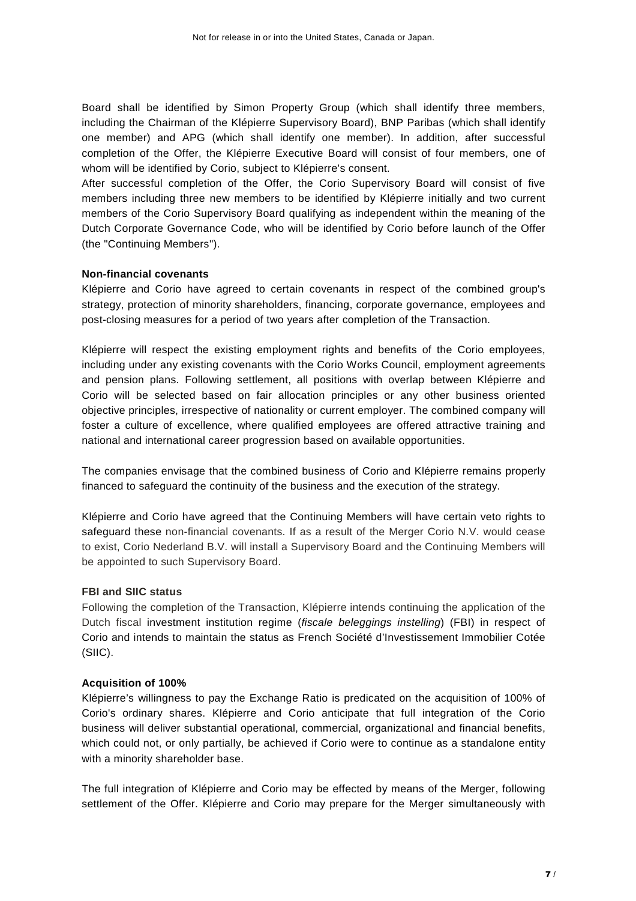Board shall be identified by Simon Property Group (which shall identify three members, including the Chairman of the Klépierre Supervisory Board), BNP Paribas (which shall identify one member) and APG (which shall identify one member). In addition, after successful completion of the Offer, the Klépierre Executive Board will consist of four members, one of whom will be identified by Corio, subject to Klépierre's consent.

After successful completion of the Offer, the Corio Supervisory Board will consist of five members including three new members to be identified by Klépierre initially and two current members of the Corio Supervisory Board qualifying as independent within the meaning of the Dutch Corporate Governance Code, who will be identified by Corio before launch of the Offer (the "Continuing Members").

**Non-financial covenants**

Klépierre and Corio have agreed to certain covenants in respect of the combined group's strategy, protection of minority shareholders, financing, corporate governance, employees and post-closing measures for a period of two years after completion of the Transaction.

Klépierre will respect the existing employment rights and benefits of the Corio employees, including under any existing covenants with the Corio Works Council, employment agreements and pension plans. Following settlement, all positions with overlap between Klépierre and Corio will be selected based on fair allocation principles or any other business oriented objective principles, irrespective of nationality or current employer. The combined company will foster a culture of excellence, where qualified employees are offered attractive training and national and international career progression based on available opportunities.

The companies envisage that the combined business of Corio and Klépierre remains properly financed to safeguard the continuity of the business and the execution of the strategy.

Klépierre and Corio have agreed that the Continuing Members will have certain veto rights to safeguard these non-financial covenants. If as a result of the Merger Corio N.V. would cease to exist, Corio Nederland B.V. will install a Supervisory Board and the Continuing Members will be appointed to such Supervisory Board.

**FBI and SIIC status**

Following the completion of the Transaction, Klépierre intends continuing the application of the Dutch fiscal investment institution regime (*fiscale beleggings instelling*) (FBI) in respect of Corio and intends to maintain the status as French Société d'Investissement Immobilier Cotée (SIIC).

**Acquisition of 100%**

Klépierre's willingness to pay the Exchange Ratio is predicated on the acquisition of 100% of Corio's ordinary shares. Klépierre and Corio anticipate that full integration of the Corio business will deliver substantial operational, commercial, organizational and financial benefits, which could not, or only partially, be achieved if Corio were to continue as a standalone entity with a minority shareholder base.

The full integration of Klépierre and Corio may be effected by means of the Merger, following settlement of the Offer. Klépierre and Corio may prepare for the Merger simultaneously with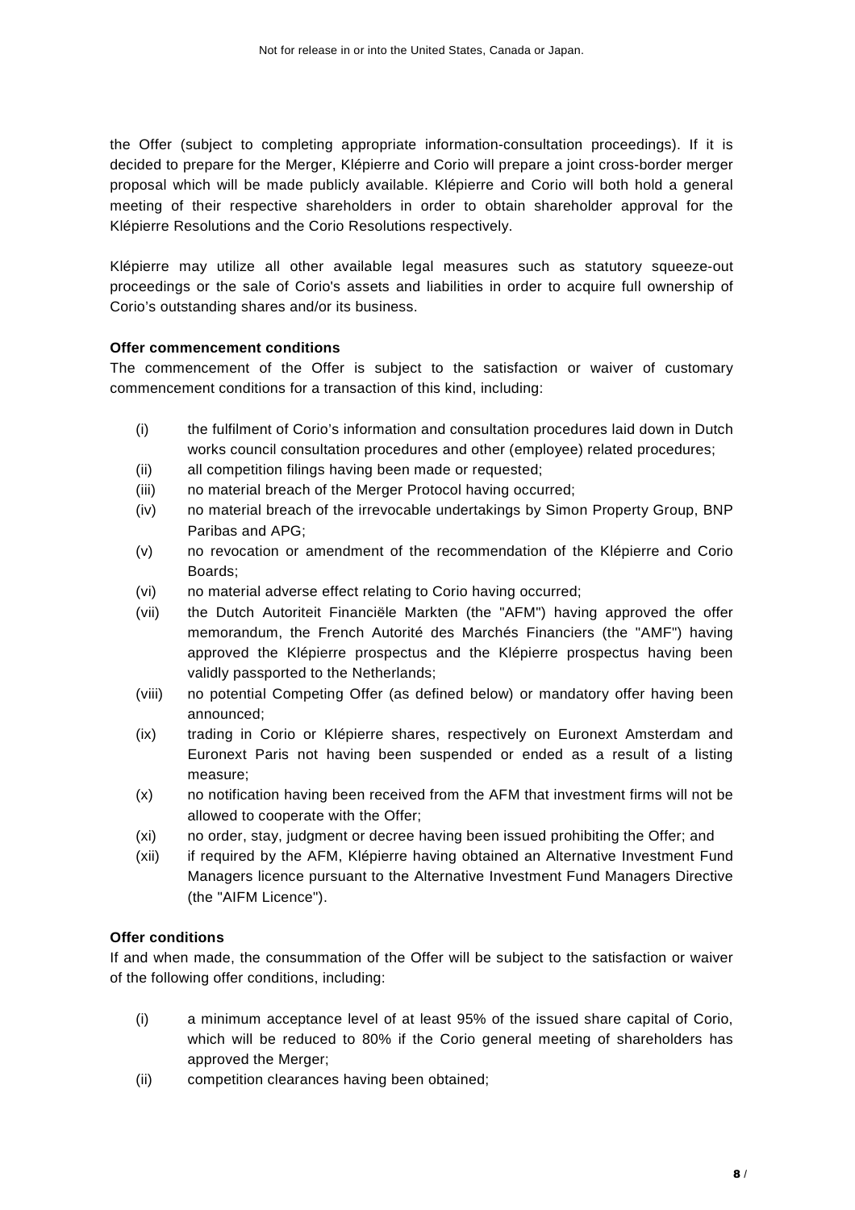the Offer (subject to completing appropriate information-consultation proceedings). If it is decided to prepare for the Merger, Klépierre and Corio will prepare a joint cross-border merger proposal which will be made publicly available. Klépierre and Corio will both hold a general meeting of their respective shareholders in order to obtain shareholder approval for the Klépierre Resolutions and the Corio Resolutions respectively.

Klépierre may utilize all other available legal measures such as statutory squeeze-out proceedings or the sale of Corio's assets and liabilities in order to acquire full ownership of Corio's outstanding shares and/or its business.

**Offer commencement conditions**

The commencement of the Offer is subject to the satisfaction or waiver of customary commencement conditions for a transaction of this kind, including:

- (i) the fulfilment of Corio's information and consultation procedures laid down in Dutch works council consultation procedures and other (employee) related procedures;
- (ii) all competition filings having been made or requested;
- (iii) no material breach of the Merger Protocol having occurred;
- (iv) no material breach of the irrevocable undertakings by Simon Property Group, BNP Paribas and APG;
- (v) no revocation or amendment of the recommendation of the Klépierre and Corio Boards;
- (vi) no material adverse effect relating to Corio having occurred;
- (vii) the Dutch Autoriteit Financiële Markten (the "AFM") having approved the offer memorandum, the French Autorité des Marchés Financiers (the "AMF") having approved the Klépierre prospectus and the Klépierre prospectus having been validly passported to the Netherlands;
- (viii) no potential Competing Offer (as defined below) or mandatory offer having been announced;
- (ix) trading in Corio or Klépierre shares, respectively on Euronext Amsterdam and Euronext Paris not having been suspended or ended as a result of a listing measure;
- (x) no notification having been received from the AFM that investment firms will not be allowed to cooperate with the Offer;
- (xi) no order, stay, judgment or decree having been issued prohibiting the Offer; and
- (xii) if required by the AFM, Klépierre having obtained an Alternative Investment Fund Managers licence pursuant to the Alternative Investment Fund Managers Directive (the "AIFM Licence").

**Offer conditions**

If and when made, the consummation of the Offer will be subject to the satisfaction or waiver of the following offer conditions, including:

- (i) a minimum acceptance level of at least 95% of the issued share capital of Corio, which will be reduced to 80% if the Corio general meeting of shareholders has approved the Merger;
- (ii) competition clearances having been obtained;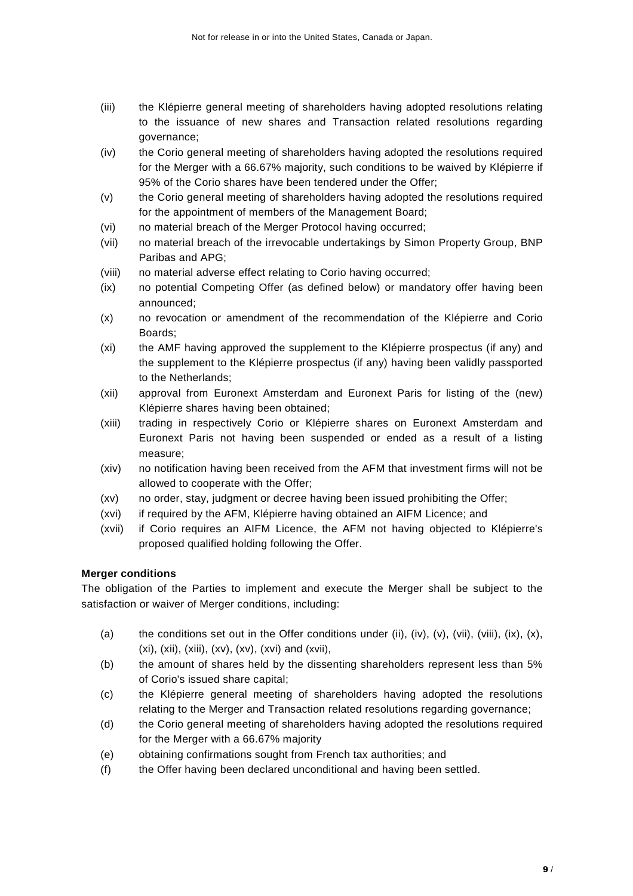(iii) the Klépierre general meeting of shareholders having adopted resolutions relating to the issuance of new shares and Transaction related resolutions regarding governance;

(iv) the Corio general meeting of shareholders having adopted the resolutions required for the Merger with a 66.67% majority, such conditions to be waived by Klépierre if 95% of the Corio shares have been tendered under the Offer;

(v) the Corio general meeting of shareholders having adopted the resolutions required for the appointment of members of the Management Board;

(vi) no material breach of the Merger Protocol having occurred;

(vii) no material breach of the irrevocable undertakings by Simon Property Group, BNP Paribas and APG;

(viii) no material adverse effect relating to Corio having occurred;

(ix) no potential Competing Offer (as defined below) or mandatory offer having been announced;

(x) no revocation or amendment of the recommendation of the Klépierre and Corio Boards;

(xi) the AMF having approved the supplement to the Klépierre prospectus (if any) and the supplement to the Klépierre prospectus (if any) having been validly passported to the Netherlands;

(xii) approval from Euronext Amsterdam and Euronext Paris for listing of the (new) Klépierre shares having been obtained;

(xiii) trading in respectively Corio or Klépierre shares on Euronext Amsterdam and Euronext Paris not having been suspended or ended as a result of a listing measure;

(xiv) no notification having been received from the AFM that investment firms will not be allowed to cooperate with the Offer;

(xv) no order, stay, judgment or decree having been issued prohibiting the Offer;

(xvi) if required by the AFM, Klépierre having obtained an AIFM Licence; and

(xvii) if Corio requires an AIFM Licence, the AFM not having objected to Klépierre's proposed qualified holding following the Offer.

**Merger conditions**

The obligation of the Parties to implement and execute the Merger shall be subject to the satisfaction or waiver of Merger conditions, including:

(a) the conditions set out in the Offer conditions under (ii), (iv), (v), (vii), (viii), (ix), (x), (xi), (xii), (xiii), (xv), (xv), (xvi) and (xvii),

(b) the amount of shares held by the dissenting shareholders represent less than 5% of Corio's issued share capital;

(c) the Klépierre general meeting of shareholders having adopted the resolutions relating to the Merger and Transaction related resolutions regarding governance;

(d) the Corio general meeting of shareholders having adopted the resolutions required for the Merger with a 66.67% majority

(e) obtaining confirmations sought from French tax authorities; and

(f) the Offer having been declared unconditional and having been settled.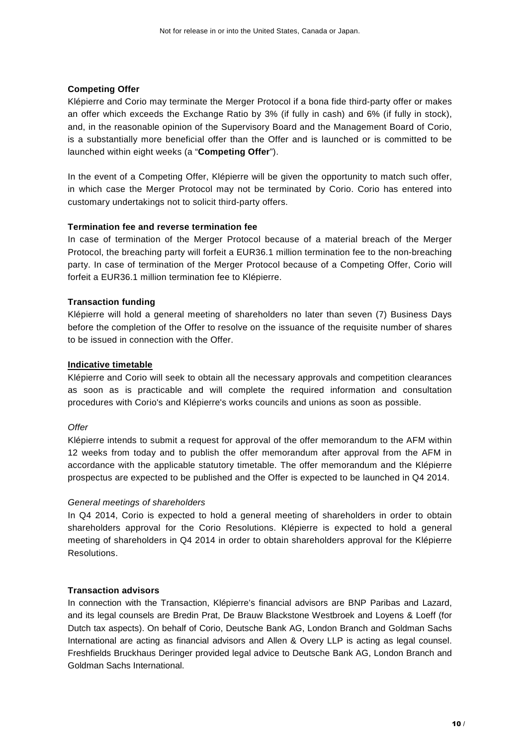**Competing Offer**

Klépierre and Corio may terminate the Merger Protocol if a bona fide third-party offer or makes an offer which exceeds the Exchange Ratio by 3% (if fully in cash) and 6% (if fully in stock), and, in the reasonable opinion of the Supervisory Board and the Management Board of Corio, is a substantially more beneficial offer than the Offer and is launched or is committed to be launched within eight weeks (a "**Competing Offer**").

In the event of a Competing Offer, Klépierre will be given the opportunity to match such offer, in which case the Merger Protocol may not be terminated by Corio. Corio has entered into customary undertakings not to solicit third-party offers.

**Termination fee and reverse termination fee**

In case of termination of the Merger Protocol because of a material breach of the Merger Protocol, the breaching party will forfeit a EUR36.1 million termination fee to the non-breaching party. In case of termination of the Merger Protocol because of a Competing Offer, Corio will forfeit a EUR36.1 million termination fee to Klépierre.

**Transaction funding**

Klépierre will hold a general meeting of shareholders no later than seven (7) Business Days before the completion of the Offer to resolve on the issuance of the requisite number of shares to be issued in connection with the Offer.

**Indicative timetable**

Klépierre and Corio will seek to obtain all the necessary approvals and competition clearances as soon as is practicable and will complete the required information and consultation procedures with Corio's and Klépierre's works councils and unions as soon as possible.

*Offer*

Klépierre intends to submit a request for approval of the offer memorandum to the AFM within 12 weeks from today and to publish the offer memorandum after approval from the AFM in accordance with the applicable statutory timetable. The offer memorandum and the Klépierre prospectus are expected to be published and the Offer is expected to be launched in Q4 2014.

*General meetings of shareholders*

In Q4 2014, Corio is expected to hold a general meeting of shareholders in order to obtain shareholders approval for the Corio Resolutions. Klépierre is expected to hold a general meeting of shareholders in Q4 2014 in order to obtain shareholders approval for the Klépierre Resolutions.

**Transaction advisors**

In connection with the Transaction, Klépierre's financial advisors are BNP Paribas and Lazard, and its legal counsels are Bredin Prat, De Brauw Blackstone Westbroek and Loyens & Loeff (for Dutch tax aspects). On behalf of Corio, Deutsche Bank AG, London Branch and Goldman Sachs International are acting as financial advisors and Allen & Overy LLP is acting as legal counsel. Freshfields Bruckhaus Deringer provided legal advice to Deutsche Bank AG, London Branch and Goldman Sachs International.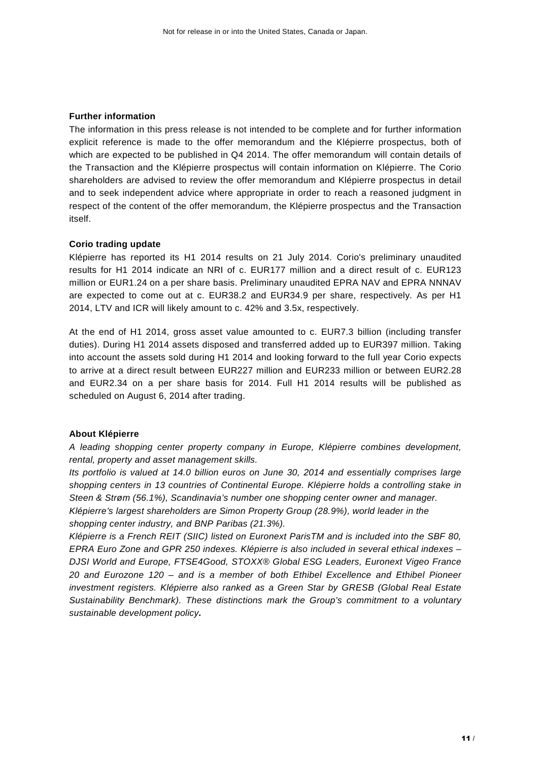**Further information**

The information in this press release is not intended to be complete and for further information explicit reference is made to the offer memorandum and the Klépierre prospectus, both of which are expected to be published in Q4 2014. The offer memorandum will contain details of the Transaction and the Klépierre prospectus will contain information on Klépierre. The Corio shareholders are advised to review the offer memorandum and Klépierre prospectus in detail and to seek independent advice where appropriate in order to reach a reasoned judgment in respect of the content of the offer memorandum, the Klépierre prospectus and the Transaction itself.

**Corio trading update**

Klépierre has reported its H1 2014 results on 21 July 2014. Corio's preliminary unaudited results for H1 2014 indicate an NRI of c. EUR177 million and a direct result of c. EUR123 million or EUR1.24 on a per share basis. Preliminary unaudited EPRA NAV and EPRA NNNAV are expected to come out at c. EUR38.2 and EUR34.9 per share, respectively. As per H1 2014, LTV and ICR will likely amount to c. 42% and 3.5x, respectively.

At the end of H1 2014, gross asset value amounted to c. EUR7.3 billion (including transfer duties). During H1 2014 assets disposed and transferred added up to EUR397 million. Taking into account the assets sold during H1 2014 and looking forward to the full year Corio expects to arrive at a direct result between EUR227 million and EUR233 million or between EUR2.28 and EUR2.34 on a per share basis for 2014. Full H1 2014 results will be published as scheduled on August 6, 2014 after trading.

**About Klépierre**

*A leading shopping center property company in Europe, Klépierre combines development, rental, property and asset management skills.*

*Its portfolio is valued at 14.0 billion euros on June 30, 2014 and essentially comprises large shopping centers in 13 countries of Continental Europe. Klépierre holds a controlling stake in Steen & Strøm (56.1%), Scandinavia's number one shopping center owner and manager.*

*Klépierre's largest shareholders are Simon Property Group (28.9%), world leader in the shopping center industry, and BNP Paribas (21.3%).*

*Klépierre is a French REIT (SIIC) listed on Euronext ParisTM and is included into the SBF 80, EPRA Euro Zone and GPR 250 indexes. Klépierre is also included in several ethical indexes – DJSI World and Europe, FTSE4Good, STOXX® Global ESG Leaders, Euronext Vigeo France 20 and Eurozone 120 – and is a member of both Ethibel Excellence and Ethibel Pioneer investment registers. Klépierre also ranked as a Green Star by GRESB (Global Real Estate Sustainability Benchmark). These distinctions mark the Group's commitment to a voluntary sustainable development policy.*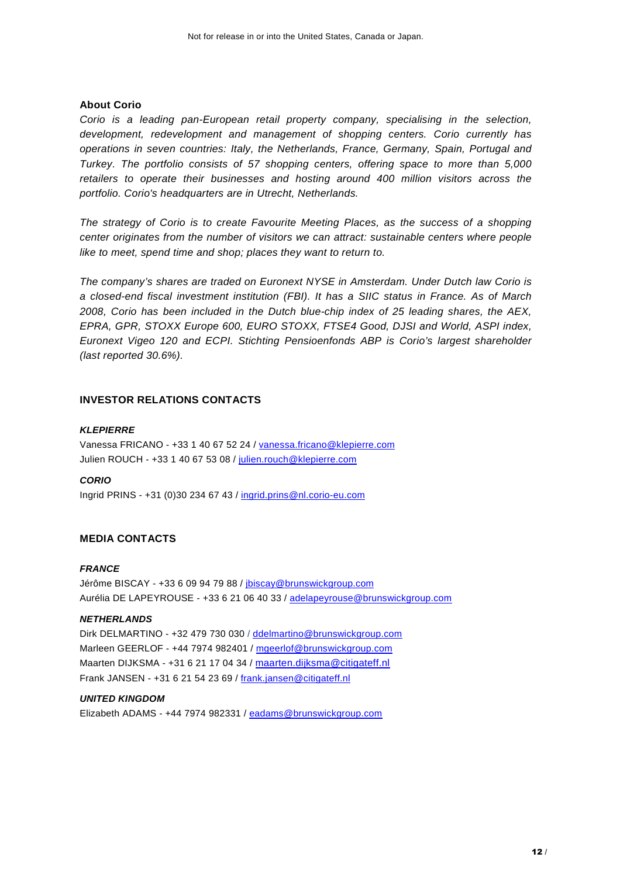**About Corio**

*Corio is a leading pan-European retail property company, specialising in the selection, development, redevelopment and management of shopping centers. Corio currently has operations in seven countries: Italy, the Netherlands, France, Germany, Spain, Portugal and Turkey. The portfolio consists of 57 shopping centers, offering space to more than 5,000 retailers to operate their businesses and hosting around 400 million visitors across the portfolio. Corio's headquarters are in Utrecht, Netherlands.*

*The strategy of Corio is to create Favourite Meeting Places, as the success of a shopping center originates from the number of visitors we can attract: sustainable centers where people like to meet, spend time and shop; places they want to return to.*

*The company's shares are traded on Euronext NYSE in Amsterdam. Under Dutch law Corio is a closed-end fiscal investment institution (FBI). It has a SIIC status in France. As of March 2008, Corio has been included in the Dutch blue-chip index of 25 leading shares, the AEX, EPRA, GPR, STOXX Europe 600, EURO STOXX, FTSE4 Good, DJSI and World, ASPI index, Euronext Vigeo 120 and ECPI. Stichting Pensioenfonds ABP is Corio's largest shareholder (last reported 30.6%).*

## INVESTOR RELATIONS CONTACTS

***KLEPIERRE***

Vanessa FRICANO - +33 1 40 67 52 24 / vanessa.fricano@klepierre.com
Julien ROUCH - +33 1 40 67 53 08 / julien.rouch@klepierre.com

***CORIO***

Ingrid PRINS - +31 (0)30 234 67 43 / ingrid.prins@nl.corio-eu.com

## MEDIA CONTACTS

***FRANCE***

Jérôme BISCAY - +33 6 09 94 79 88 / jbiscay@brunswickgroup.com
Aurélia DE LAPEYROUSE - +33 6 21 06 40 33 / adelapeyrouse@brunswickgroup.com

***NETHERLANDS***

Dirk DELMARTINO - +32 479 730 030 / ddelmartino@brunswickgroup.com
Marleen GEERLOF - +44 7974 982401 / mgeerlof@brunswickgroup.com
Maarten DIJKSMA - +31 6 21 17 04 34 / maarten.dijksma@citigateff.nl
Frank JANSEN - +31 6 21 54 23 69 / frank.jansen@citigateff.nl

***UNITED KINGDOM***

Elizabeth ADAMS - +44 7974 982331 / eadams@brunswickgroup.com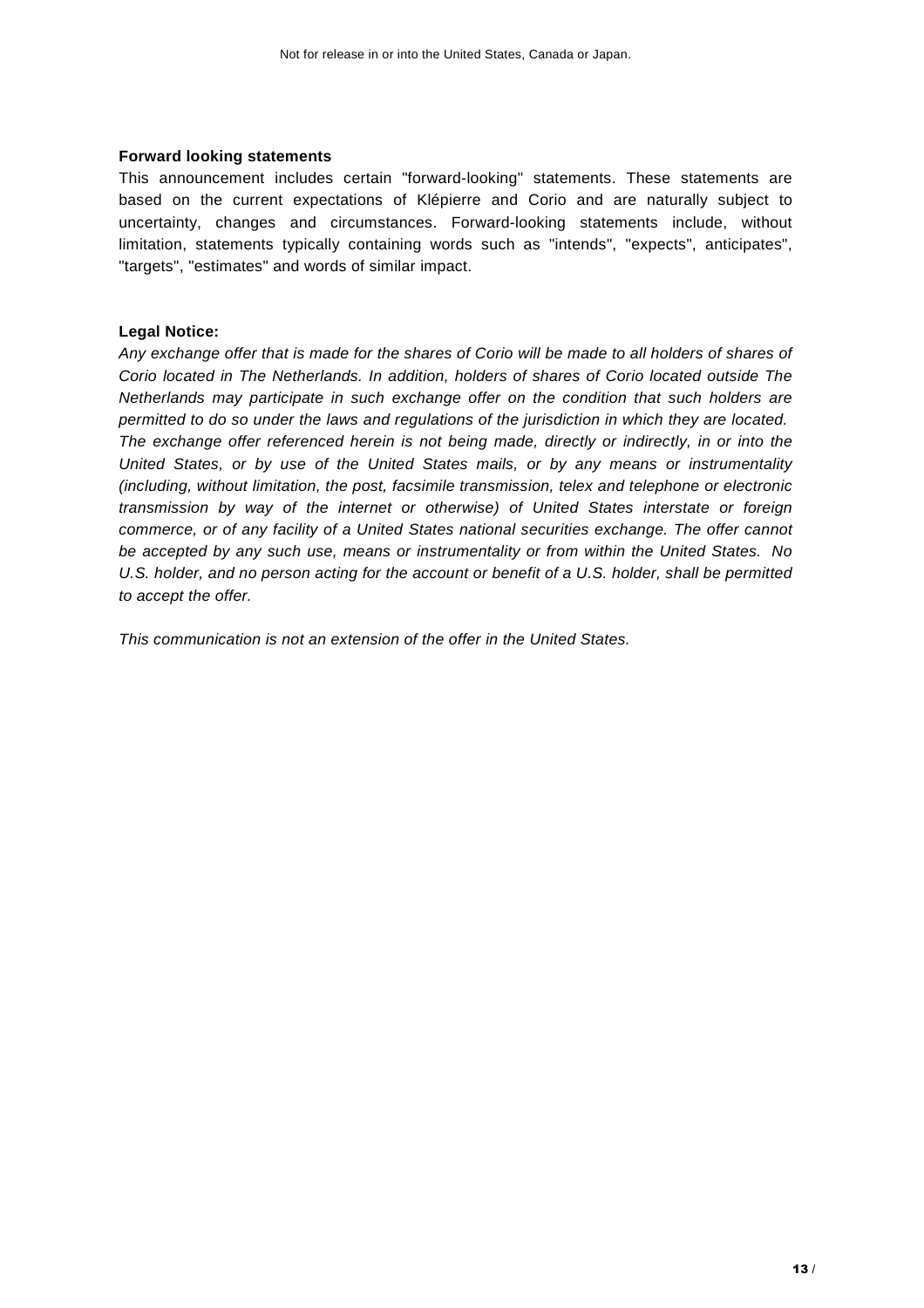**Forward looking statements**

This announcement includes certain "forward-looking" statements. These statements are based on the current expectations of Klépierre and Corio and are naturally subject to uncertainty, changes and circumstances. Forward-looking statements include, without limitation, statements typically containing words such as "intends", "expects", anticipates", "targets", "estimates" and words of similar impact.

**Legal Notice:**

*Any exchange offer that is made for the shares of Corio will be made to all holders of shares of Corio located in The Netherlands. In addition, holders of shares of Corio located outside The Netherlands may participate in such exchange offer on the condition that such holders are permitted to do so under the laws and regulations of the jurisdiction in which they are located. The exchange offer referenced herein is not being made, directly or indirectly, in or into the United States, or by use of the United States mails, or by any means or instrumentality (including, without limitation, the post, facsimile transmission, telex and telephone or electronic transmission by way of the internet or otherwise) of United States interstate or foreign commerce, or of any facility of a United States national securities exchange. The offer cannot be accepted by any such use, means or instrumentality or from within the United States. No U.S. holder, and no person acting for the account or benefit of a U.S. holder, shall be permitted to accept the offer.*

*This communication is not an extension of the offer in the United States.*